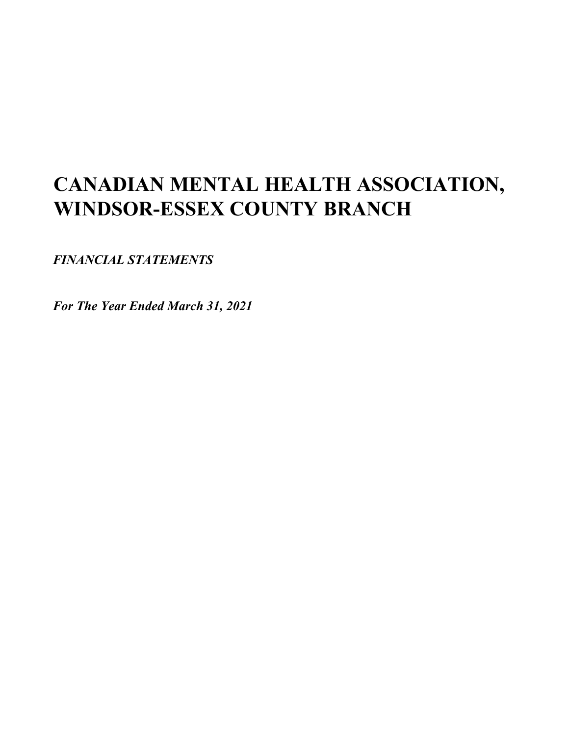# CANADIAN MENTAL HEALTH ASSOCIATION, WINDSOR-ESSEX COUNTY BRANCH

***FINANCIAL STATEMENTS***

***For The Year Ended March 31, 2021***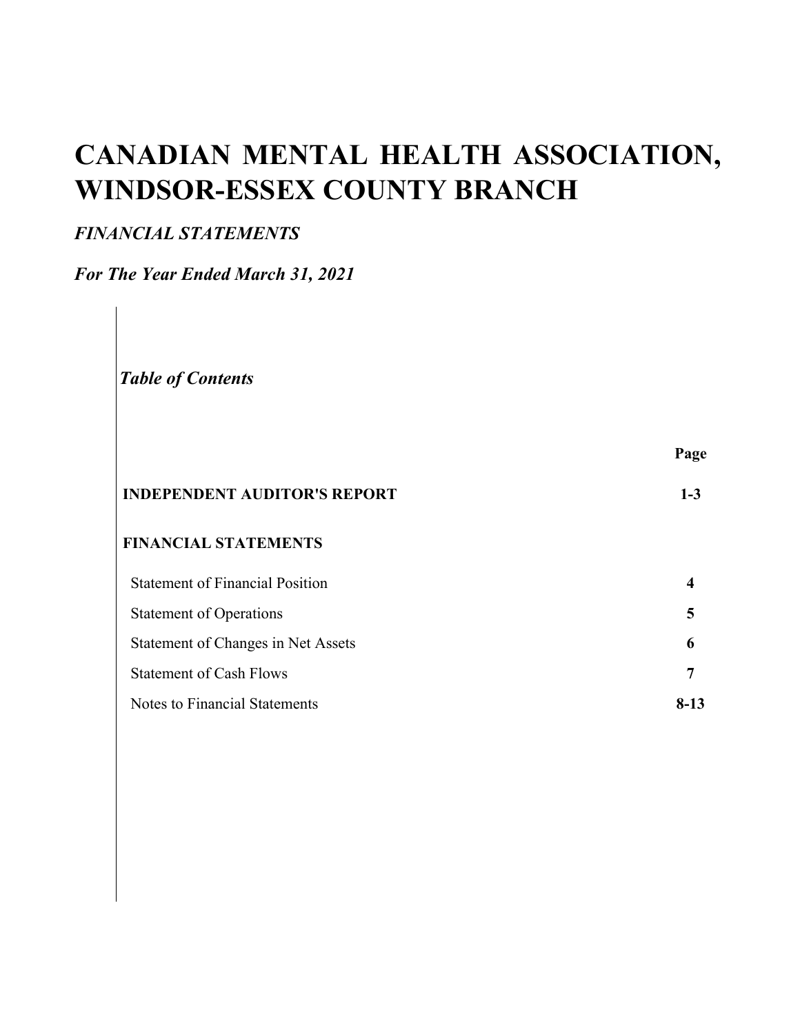# CANADIAN MENTAL HEALTH ASSOCIATION, WINDSOR-ESSEX COUNTY BRANCH

*FINANCIAL STATEMENTS*

***For The Year Ended March 31, 2021***

***Table of Contents***

| | Page |
|---|---|
| **INDEPENDENT AUDITOR'S REPORT** | **1-3** |
| **FINANCIAL STATEMENTS** | |
| Statement of Financial Position | **4** |
| Statement of Operations | **5** |
| Statement of Changes in Net Assets | **6** |
| Statement of Cash Flows | **7** |
| Notes to Financial Statements | **8-13** |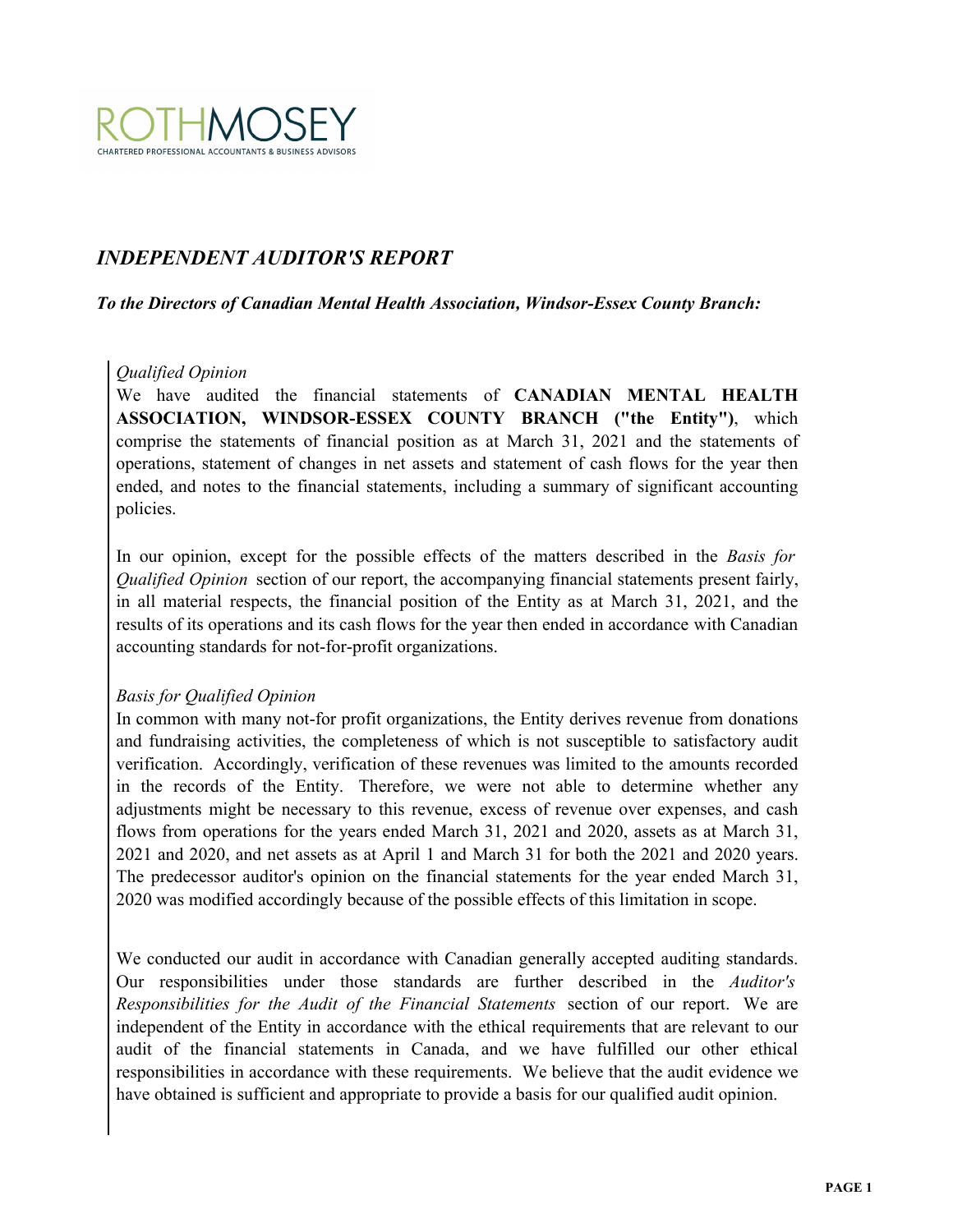ROTHMOSEY
CHARTERED PROFESSIONAL ACCOUNTANTS & BUSINESS ADVISORS

# *INDEPENDENT AUDITOR'S REPORT*

***To the Directors of Canadian Mental Health Association, Windsor-Essex County Branch:***

*Qualified Opinion*

We have audited the financial statements of **CANADIAN MENTAL HEALTH ASSOCIATION, WINDSOR-ESSEX COUNTY BRANCH ("the Entity")**, which comprise the statements of financial position as at March 31, 2021 and the statements of operations, statement of changes in net assets and statement of cash flows for the year then ended, and notes to the financial statements, including a summary of significant accounting policies.

In our opinion, except for the possible effects of the matters described in the *Basis for Qualified Opinion* section of our report, the accompanying financial statements present fairly, in all material respects, the financial position of the Entity as at March 31, 2021, and the results of its operations and its cash flows for the year then ended in accordance with Canadian accounting standards for not-for-profit organizations.

*Basis for Qualified Opinion*

In common with many not-for profit organizations, the Entity derives revenue from donations and fundraising activities, the completeness of which is not susceptible to satisfactory audit verification. Accordingly, verification of these revenues was limited to the amounts recorded in the records of the Entity. Therefore, we were not able to determine whether any adjustments might be necessary to this revenue, excess of revenue over expenses, and cash flows from operations for the years ended March 31, 2021 and 2020, assets as at March 31, 2021 and 2020, and net assets as at April 1 and March 31 for both the 2021 and 2020 years. The predecessor auditor's opinion on the financial statements for the year ended March 31, 2020 was modified accordingly because of the possible effects of this limitation in scope.

We conducted our audit in accordance with Canadian generally accepted auditing standards. Our responsibilities under those standards are further described in the *Auditor's Responsibilities for the Audit of the Financial Statements* section of our report. We are independent of the Entity in accordance with the ethical requirements that are relevant to our audit of the financial statements in Canada, and we have fulfilled our other ethical responsibilities in accordance with these requirements. We believe that the audit evidence we have obtained is sufficient and appropriate to provide a basis for our qualified audit opinion.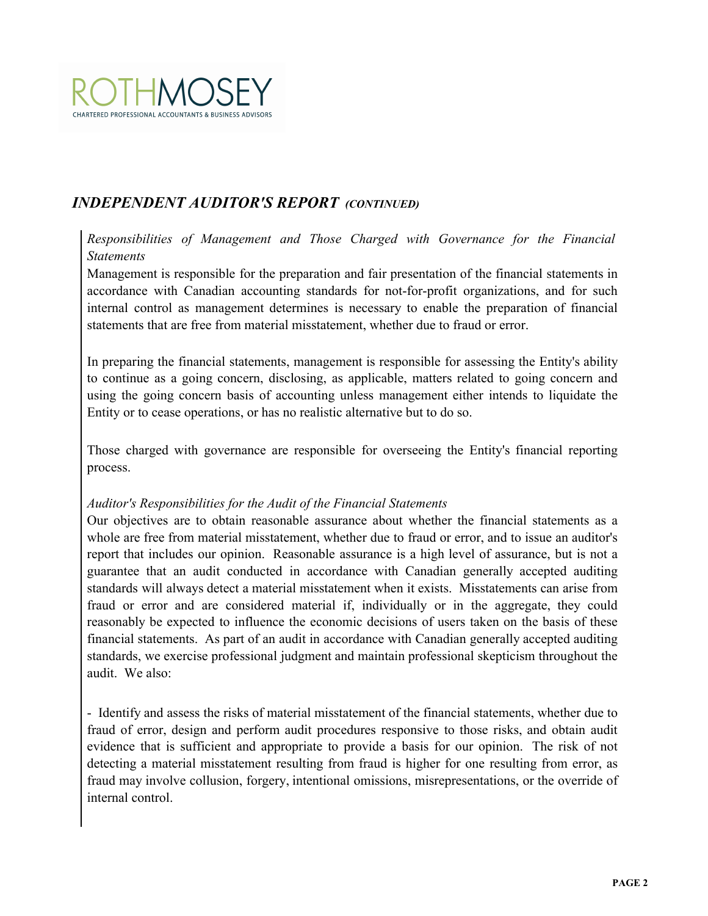# *INDEPENDENT AUDITOR'S REPORT* *(CONTINUED)*

*Responsibilities of Management and Those Charged with Governance for the Financial Statements*

Management is responsible for the preparation and fair presentation of the financial statements in accordance with Canadian accounting standards for not-for-profit organizations, and for such internal control as management determines is necessary to enable the preparation of financial statements that are free from material misstatement, whether due to fraud or error.

In preparing the financial statements, management is responsible for assessing the Entity's ability to continue as a going concern, disclosing, as applicable, matters related to going concern and using the going concern basis of accounting unless management either intends to liquidate the Entity or to cease operations, or has no realistic alternative but to do so.

Those charged with governance are responsible for overseeing the Entity's financial reporting process.

*Auditor's Responsibilities for the Audit of the Financial Statements*

Our objectives are to obtain reasonable assurance about whether the financial statements as a whole are free from material misstatement, whether due to fraud or error, and to issue an auditor's report that includes our opinion. Reasonable assurance is a high level of assurance, but is not a guarantee that an audit conducted in accordance with Canadian generally accepted auditing standards will always detect a material misstatement when it exists. Misstatements can arise from fraud or error and are considered material if, individually or in the aggregate, they could reasonably be expected to influence the economic decisions of users taken on the basis of these financial statements. As part of an audit in accordance with Canadian generally accepted auditing standards, we exercise professional judgment and maintain professional skepticism throughout the audit. We also:

- Identify and assess the risks of material misstatement of the financial statements, whether due to fraud of error, design and perform audit procedures responsive to those risks, and obtain audit evidence that is sufficient and appropriate to provide a basis for our opinion. The risk of not detecting a material misstatement resulting from fraud is higher for one resulting from error, as fraud may involve collusion, forgery, intentional omissions, misrepresentations, or the override of internal control.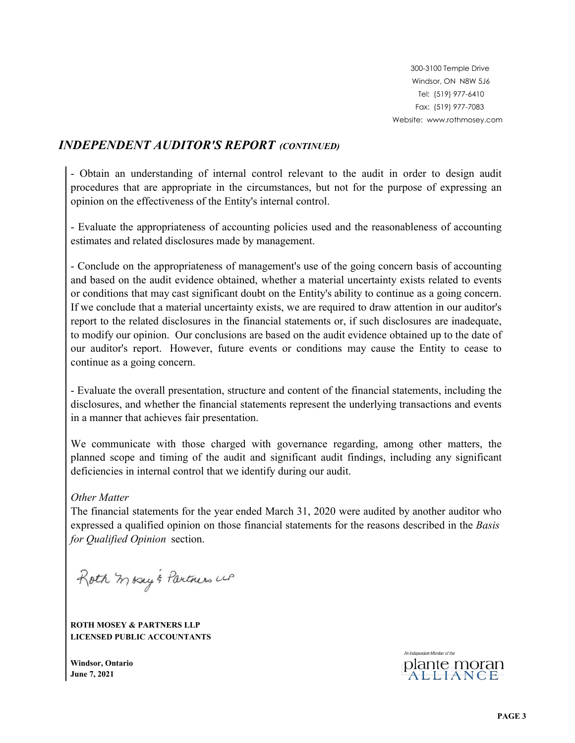300-3100 Temple Drive
Windsor, ON N8W 5J6
Tel: (519) 977-6410
Fax: (519) 977-7083
Website: www.rothmosey.com

## *INDEPENDENT AUDITOR'S REPORT (CONTINUED)*

- Obtain an understanding of internal control relevant to the audit in order to design audit procedures that are appropriate in the circumstances, but not for the purpose of expressing an opinion on the effectiveness of the Entity's internal control.

- Evaluate the appropriateness of accounting policies used and the reasonableness of accounting estimates and related disclosures made by management.

- Conclude on the appropriateness of management's use of the going concern basis of accounting and based on the audit evidence obtained, whether a material uncertainty exists related to events or conditions that may cast significant doubt on the Entity's ability to continue as a going concern. If we conclude that a material uncertainty exists, we are required to draw attention in our auditor's report to the related disclosures in the financial statements or, if such disclosures are inadequate, to modify our opinion. Our conclusions are based on the audit evidence obtained up to the date of our auditor's report. However, future events or conditions may cause the Entity to cease to continue as a going concern.

- Evaluate the overall presentation, structure and content of the financial statements, including the disclosures, and whether the financial statements represent the underlying transactions and events in a manner that achieves fair presentation.

We communicate with those charged with governance regarding, among other matters, the planned scope and timing of the audit and significant audit findings, including any significant deficiencies in internal control that we identify during our audit.

*Other Matter*
The financial statements for the year ended March 31, 2020 were audited by another auditor who expressed a qualified opinion on those financial statements for the reasons described in the *Basis for Qualified Opinion* section.

Roth Mosey & Partners LLP

**ROTH MOSEY & PARTNERS LLP**
**LICENSED PUBLIC ACCOUNTANTS**

**Windsor, Ontario**
**June 7, 2021**

An Independent Member of the plante moran ALLIANCE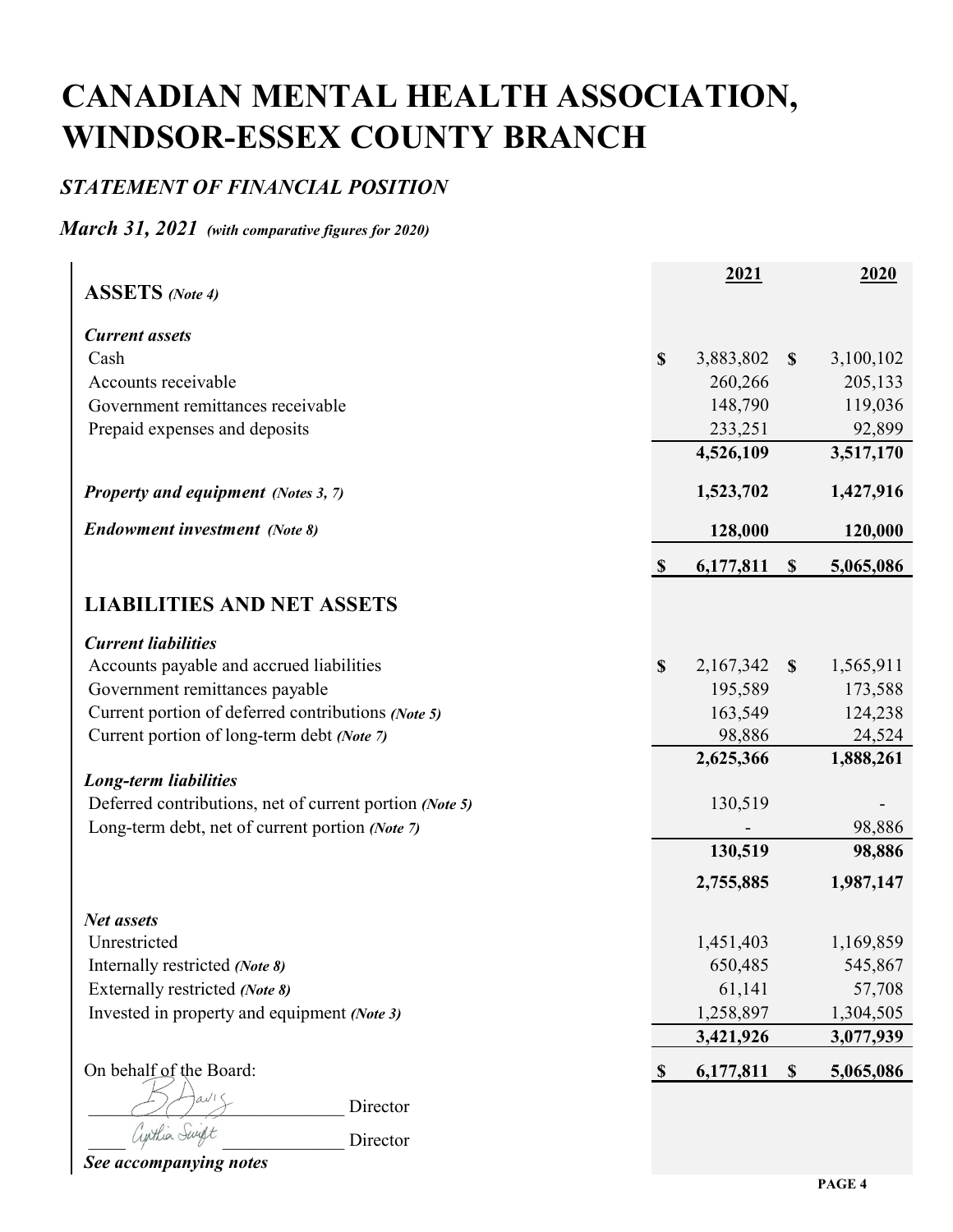# CANADIAN MENTAL HEALTH ASSOCIATION, WINDSOR-ESSEX COUNTY BRANCH

## *STATEMENT OF FINANCIAL POSITION*

***March 31, 2021** (with comparative figures for 2020)*

| | 2021 | 2020 |
|---|---|---|
| **ASSETS** ***(Note 4)*** | | |
| ***Current assets*** | | |
| Cash | $ 3,883,802 | $ 3,100,102 |
| Accounts receivable | 260,266 | 205,133 |
| Government remittances receivable | 148,790 | 119,036 |
| Prepaid expenses and deposits | 233,251 | 92,899 |
| | **4,526,109** | **3,517,170** |
| ***Property and equipment (Notes 3, 7)*** | **1,523,702** | **1,427,916** |
| ***Endowment investment (Note 8)*** | **128,000** | **120,000** |
| | **$ 6,177,811** | **$ 5,065,086** |
| **LIABILITIES AND NET ASSETS** | | |
| ***Current liabilities*** | | |
| Accounts payable and accrued liabilities | $ 2,167,342 | $ 1,565,911 |
| Government remittances payable | 195,589 | 173,588 |
| Current portion of deferred contributions ***(Note 5)*** | 163,549 | 124,238 |
| Current portion of long-term debt ***(Note 7)*** | 98,886 | 24,524 |
| | **2,625,366** | **1,888,261** |
| ***Long-term liabilities*** | | |
| Deferred contributions, net of current portion ***(Note 5)*** | 130,519 | - |
| Long-term debt, net of current portion ***(Note 7)*** | - | 98,886 |
| | **130,519** | **98,886** |
| | **2,755,885** | **1,987,147** |
| ***Net assets*** | | |
| Unrestricted | 1,451,403 | 1,169,859 |
| Internally restricted ***(Note 8)*** | 650,485 | 545,867 |
| Externally restricted ***(Note 8)*** | 61,141 | 57,708 |
| Invested in property and equipment ***(Note 3)*** | 1,258,897 | 1,304,505 |
| | **3,421,926** | **3,077,939** |
| On behalf of the Board: | **$ 6,177,811** | **$ 5,065,086** |

B. Davis ______________________ Director

Cynthia Swift ______________________ Director

***See accompanying notes***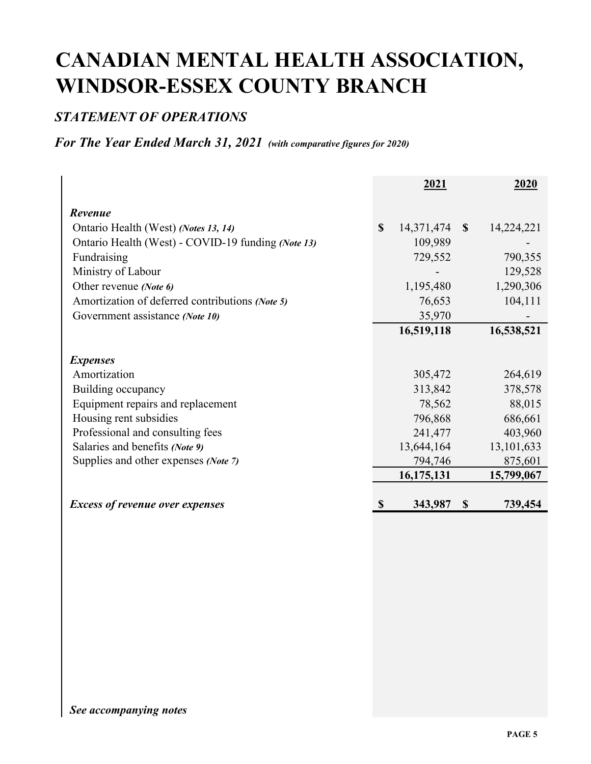# CANADIAN MENTAL HEALTH ASSOCIATION, WINDSOR-ESSEX COUNTY BRANCH

## *STATEMENT OF OPERATIONS*

### *For The Year Ended March 31, 2021* *(with comparative figures for 2020)*

| | 2021 | 2020 |
|---|---|---|
| ***Revenue*** | | |
| Ontario Health (West) ***(Notes 13, 14)*** | $ 14,371,474 | $ 14,224,221 |
| Ontario Health (West) - COVID-19 funding ***(Note 13)*** | 109,989 | - |
| Fundraising | 729,552 | 790,355 |
| Ministry of Labour | - | 129,528 |
| Other revenue ***(Note 6)*** | 1,195,480 | 1,290,306 |
| Amortization of deferred contributions ***(Note 5)*** | 76,653 | 104,111 |
| Government assistance ***(Note 10)*** | 35,970 | - |
| | **16,519,118** | **16,538,521** |
| ***Expenses*** | | |
| Amortization | 305,472 | 264,619 |
| Building occupancy | 313,842 | 378,578 |
| Equipment repairs and replacement | 78,562 | 88,015 |
| Housing rent subsidies | 796,868 | 686,661 |
| Professional and consulting fees | 241,477 | 403,960 |
| Salaries and benefits ***(Note 9)*** | 13,644,164 | 13,101,633 |
| Supplies and other expenses ***(Note 7)*** | 794,746 | 875,601 |
| | **16,175,131** | **15,799,067** |
| ***Excess of revenue over expenses*** | **$ 343,987** | **$ 739,454** |

***See accompanying notes***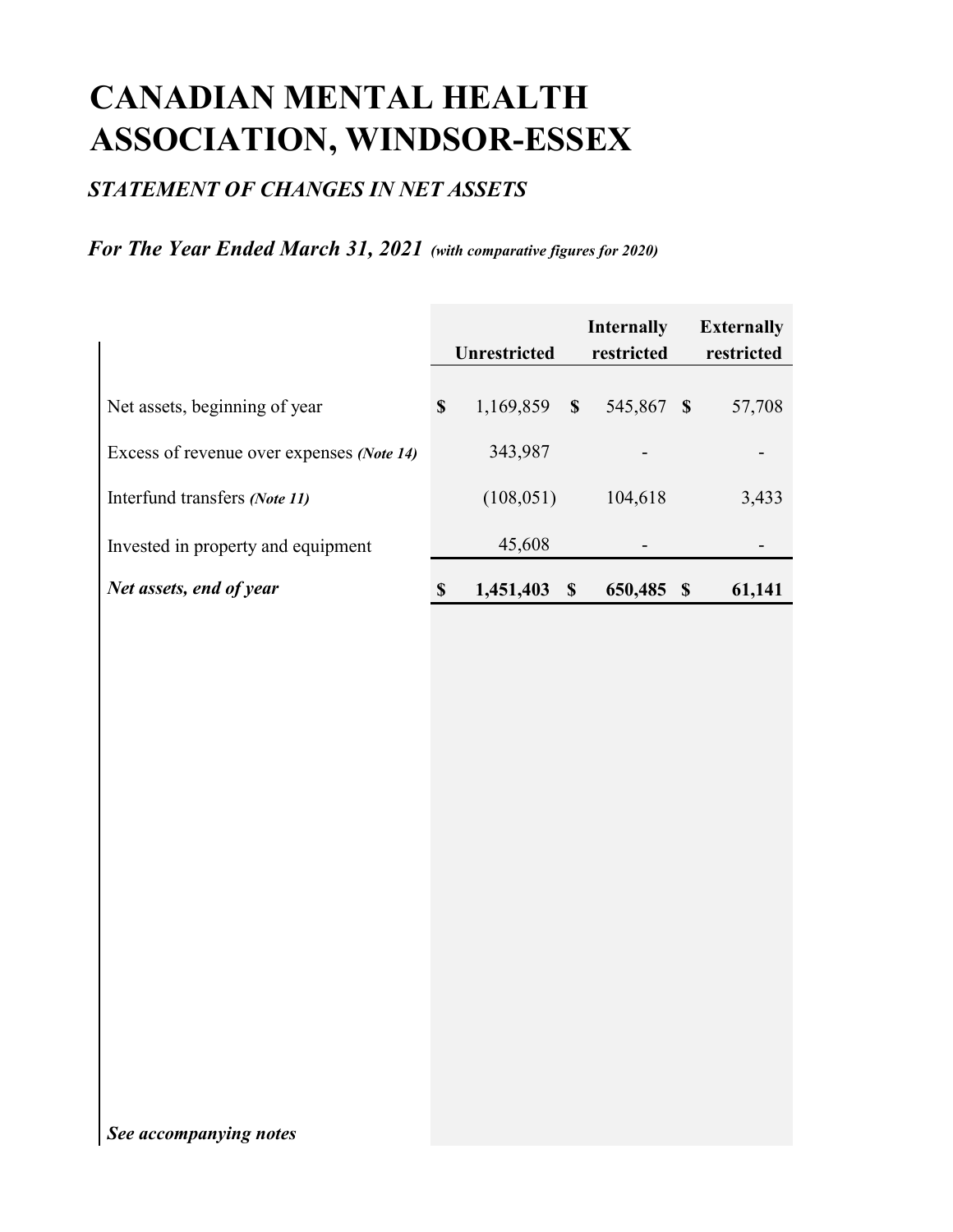# CANADIAN MENTAL HEALTH ASSOCIATION, WINDSOR-ESSEX

## *STATEMENT OF CHANGES IN NET ASSETS*

### *For The Year Ended March 31, 2021 (with comparative figures for 2020)*

| | Unrestricted | Internally restricted | Externally restricted |
|---|---|---|---|
| Net assets, beginning of year | $ 1,169,859 | $ 545,867 | $ 57,708 |
| Excess of revenue over expenses *(Note 14)* | 343,987 | - | - |
| Interfund transfers *(Note 11)* | (108,051) | 104,618 | 3,433 |
| Invested in property and equipment | 45,608 | - | - |
| ***Net assets, end of year*** | **$ 1,451,403** | **$ 650,485** | **$ 61,141** |

***See accompanying notes***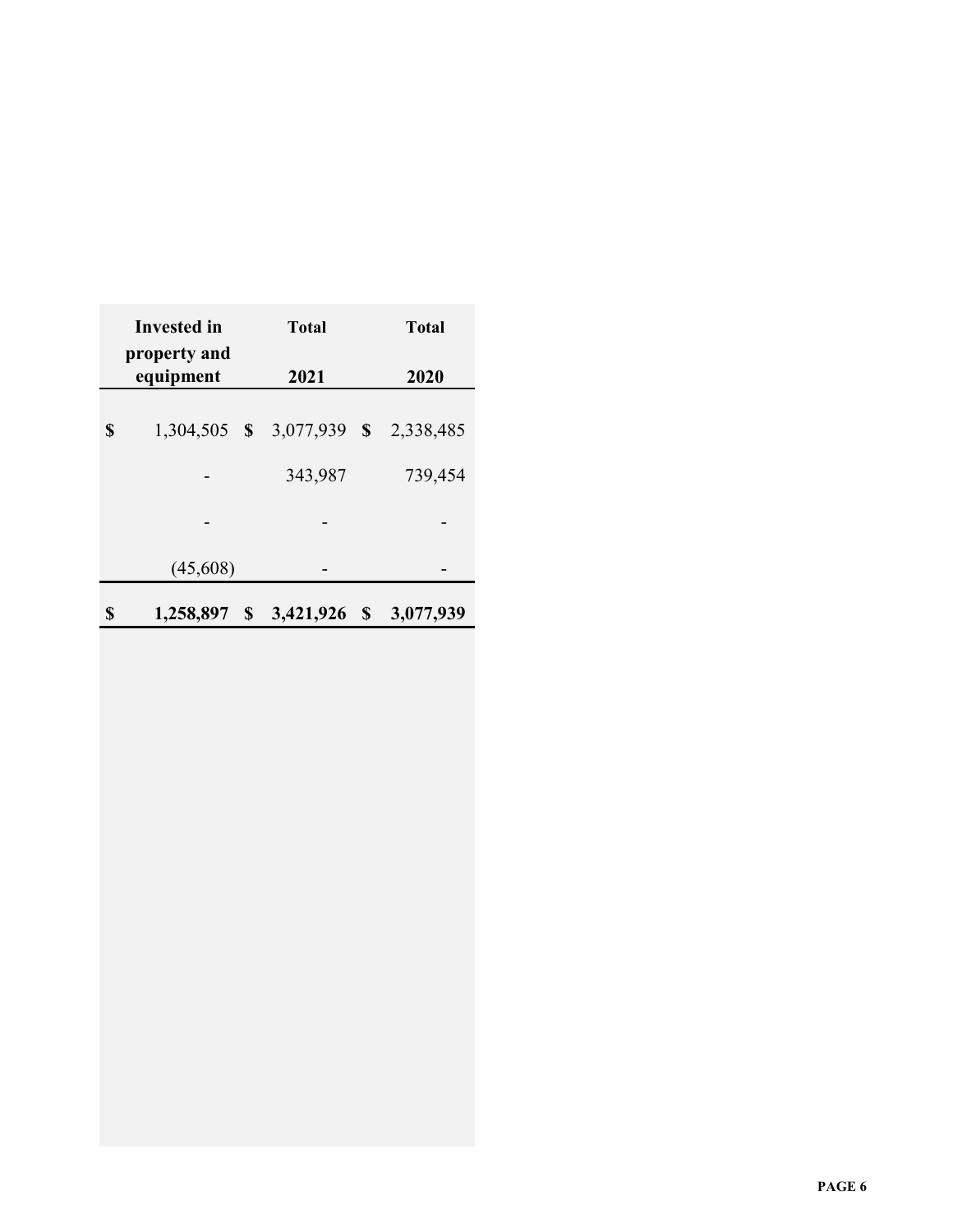| Invested in property and equipment | Total 2021 | Total 2020 |
|---|---|---|
| $ 1,304,505 | $ 3,077,939 | $ 2,338,485 |
| - | 343,987 | 739,454 |
| - | - | - |
| (45,608) | - | - |
| **$ 1,258,897** | **$ 3,421,926** | **$ 3,077,939** |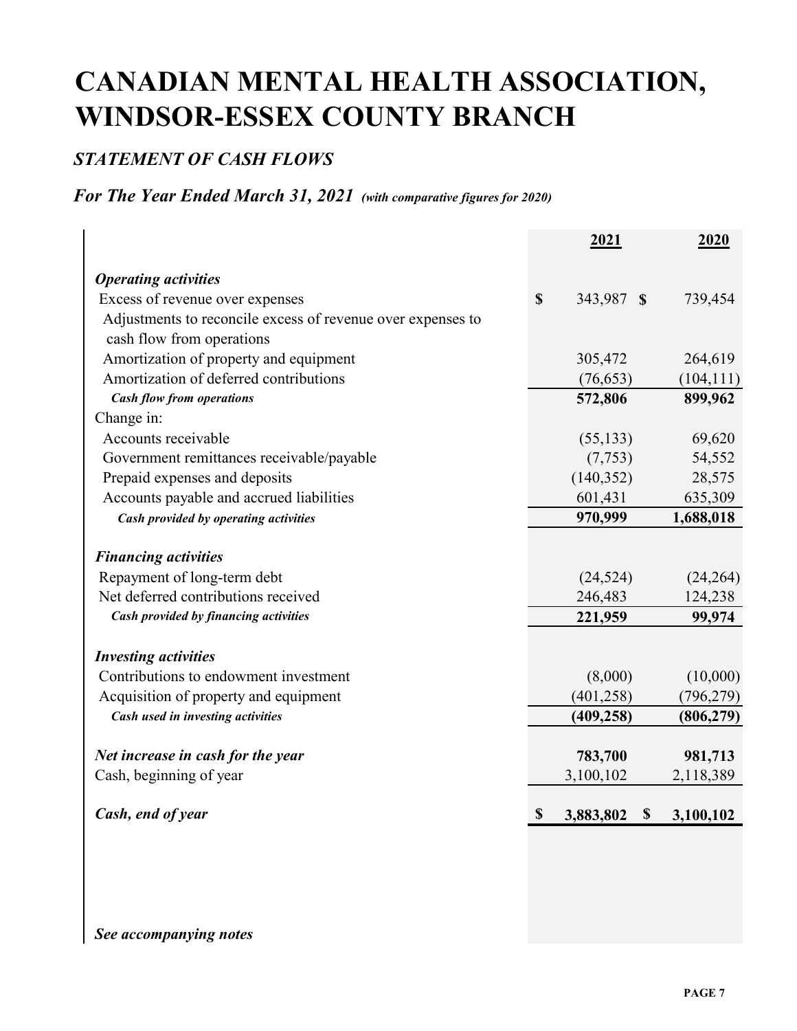# CANADIAN MENTAL HEALTH ASSOCIATION, WINDSOR-ESSEX COUNTY BRANCH

## *STATEMENT OF CASH FLOWS*

### *For The Year Ended March 31, 2021* *(with comparative figures for 2020)*

| | 2021 | 2020 |
|---|---|---|
| ***Operating activities*** | | |
| Excess of revenue over expenses | $ 343,987 | $ 739,454 |
| Adjustments to reconcile excess of revenue over expenses to cash flow from operations | | |
| Amortization of property and equipment | 305,472 | 264,619 |
| Amortization of deferred contributions | (76,653) | (104,111) |
| ***Cash flow from operations*** | **572,806** | **899,962** |
| Change in: | | |
| Accounts receivable | (55,133) | 69,620 |
| Government remittances receivable/payable | (7,753) | 54,552 |
| Prepaid expenses and deposits | (140,352) | 28,575 |
| Accounts payable and accrued liabilities | 601,431 | 635,309 |
| ***Cash provided by operating activities*** | **970,999** | **1,688,018** |
| ***Financing activities*** | | |
| Repayment of long-term debt | (24,524) | (24,264) |
| Net deferred contributions received | 246,483 | 124,238 |
| ***Cash provided by financing activities*** | **221,959** | **99,974** |
| ***Investing activities*** | | |
| Contributions to endowment investment | (8,000) | (10,000) |
| Acquisition of property and equipment | (401,258) | (796,279) |
| ***Cash used in investing activities*** | **(409,258)** | **(806,279)** |
| ***Net increase in cash for the year*** | **783,700** | **981,713** |
| Cash, beginning of year | 3,100,102 | 2,118,389 |
| ***Cash, end of year*** | **$ 3,883,802** | **$ 3,100,102** |

***See accompanying notes***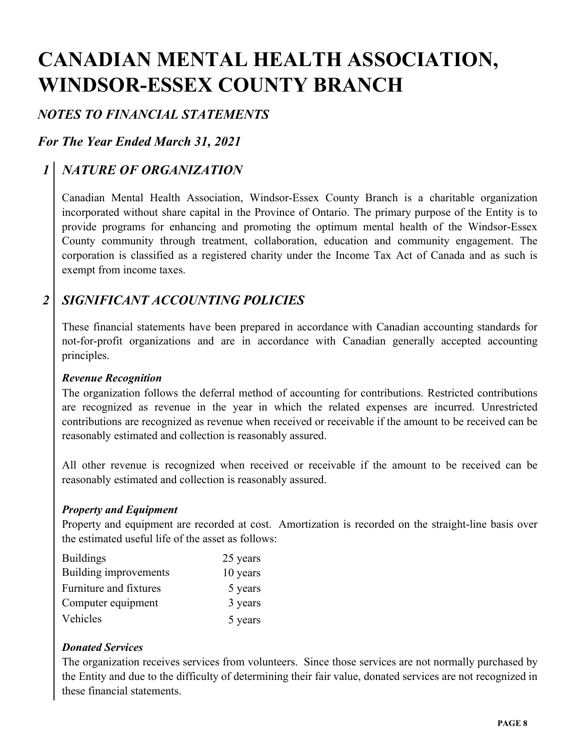# CANADIAN MENTAL HEALTH ASSOCIATION, WINDSOR-ESSEX COUNTY BRANCH

## *NOTES TO FINANCIAL STATEMENTS*

## *For The Year Ended March 31, 2021*

### *1 NATURE OF ORGANIZATION*

Canadian Mental Health Association, Windsor-Essex County Branch is a charitable organization incorporated without share capital in the Province of Ontario. The primary purpose of the Entity is to provide programs for enhancing and promoting the optimum mental health of the Windsor-Essex County community through treatment, collaboration, education and community engagement. The corporation is classified as a registered charity under the Income Tax Act of Canada and as such is exempt from income taxes.

### *2 SIGNIFICANT ACCOUNTING POLICIES*

These financial statements have been prepared in accordance with Canadian accounting standards for not-for-profit organizations and are in accordance with Canadian generally accepted accounting principles.

***Revenue Recognition***

The organization follows the deferral method of accounting for contributions. Restricted contributions are recognized as revenue in the year in which the related expenses are incurred. Unrestricted contributions are recognized as revenue when received or receivable if the amount to be received can be reasonably estimated and collection is reasonably assured.

All other revenue is recognized when received or receivable if the amount to be received can be reasonably estimated and collection is reasonably assured.

***Property and Equipment***

Property and equipment are recorded at cost. Amortization is recorded on the straight-line basis over the estimated useful life of the asset as follows:

| | |
|---|---|
| Buildings | 25 years |
| Building improvements | 10 years |
| Furniture and fixtures | 5 years |
| Computer equipment | 3 years |
| Vehicles | 5 years |

***Donated Services***

The organization receives services from volunteers. Since those services are not normally purchased by the Entity and due to the difficulty of determining their fair value, donated services are not recognized in these financial statements.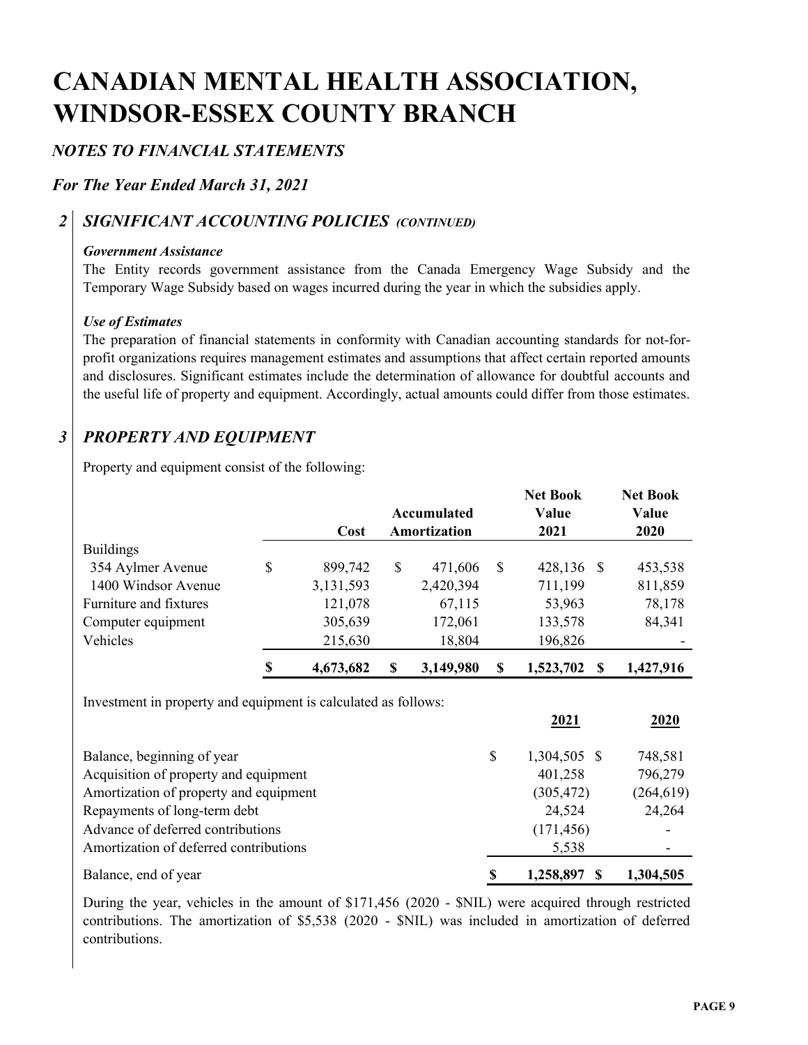# CANADIAN MENTAL HEALTH ASSOCIATION, WINDSOR-ESSEX COUNTY BRANCH

*NOTES TO FINANCIAL STATEMENTS*

*For The Year Ended March 31, 2021*

## 2 SIGNIFICANT ACCOUNTING POLICIES *(CONTINUED)*

***Government Assistance***

The Entity records government assistance from the Canada Emergency Wage Subsidy and the Temporary Wage Subsidy based on wages incurred during the year in which the subsidies apply.

***Use of Estimates***

The preparation of financial statements in conformity with Canadian accounting standards for not-for-profit organizations requires management estimates and assumptions that affect certain reported amounts and disclosures. Significant estimates include the determination of allowance for doubtful accounts and the useful life of property and equipment. Accordingly, actual amounts could differ from those estimates.

## 3 PROPERTY AND EQUIPMENT

Property and equipment consist of the following:

| | Cost | Accumulated Amortization | Net Book Value 2021 | Net Book Value 2020 |
|---|---|---|---|---|
| Buildings | | | | |
| 354 Aylmer Avenue | $ 899,742 | $ 471,606 | $ 428,136 | $ 453,538 |
| 1400 Windsor Avenue | 3,131,593 | 2,420,394 | 711,199 | 811,859 |
| Furniture and fixtures | 121,078 | 67,115 | 53,963 | 78,178 |
| Computer equipment | 305,639 | 172,061 | 133,578 | 84,341 |
| Vehicles | 215,630 | 18,804 | 196,826 | - |
| | **$ 4,673,682** | **$ 3,149,980** | **$ 1,523,702** | **$ 1,427,916** |

Investment in property and equipment is calculated as follows:

| | 2021 | 2020 |
|---|---|---|
| Balance, beginning of year | $ 1,304,505 | $ 748,581 |
| Acquisition of property and equipment | 401,258 | 796,279 |
| Amortization of property and equipment | (305,472) | (264,619) |
| Repayments of long-term debt | 24,524 | 24,264 |
| Advance of deferred contributions | (171,456) | - |
| Amortization of deferred contributions | 5,538 | - |
| Balance, end of year | **$ 1,258,897** | **$ 1,304,505** |

During the year, vehicles in the amount of $171,456 (2020 - $NIL) were acquired through restricted contributions. The amortization of $5,538 (2020 - $NIL) was included in amortization of deferred contributions.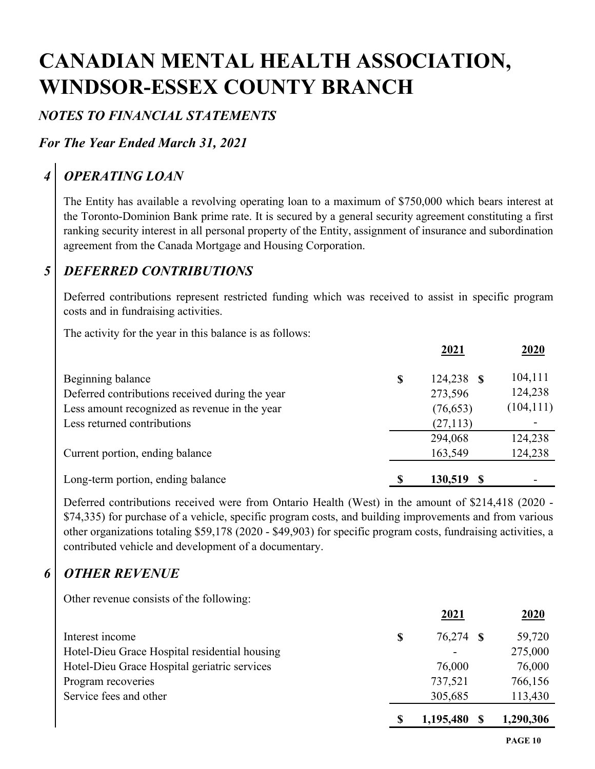# CANADIAN MENTAL HEALTH ASSOCIATION, WINDSOR-ESSEX COUNTY BRANCH

*NOTES TO FINANCIAL STATEMENTS*

*For The Year Ended March 31, 2021*

## 4 *OPERATING LOAN*

The Entity has available a revolving operating loan to a maximum of $750,000 which bears interest at the Toronto-Dominion Bank prime rate. It is secured by a general security agreement constituting a first ranking security interest in all personal property of the Entity, assignment of insurance and subordination agreement from the Canada Mortgage and Housing Corporation.

## 5 *DEFERRED CONTRIBUTIONS*

Deferred contributions represent restricted funding which was received to assist in specific program costs and in fundraising activities.

The activity for the year in this balance is as follows:

| | 2021 | 2020 |
|---|---|---|
| Beginning balance | $ 124,238 | $ 104,111 |
| Deferred contributions received during the year | 273,596 | 124,238 |
| Less amount recognized as revenue in the year | (76,653) | (104,111) |
| Less returned contributions | (27,113) | - |
| | 294,068 | 124,238 |
| Current portion, ending balance | 163,549 | 124,238 |
| **Long-term portion, ending balance** | **$ 130,519** | **$ -** |

Deferred contributions received were from Ontario Health (West) in the amount of $214,418 (2020 - $74,335) for purchase of a vehicle, specific program costs, and building improvements and from various other organizations totaling $59,178 (2020 - $49,903) for specific program costs, fundraising activities, a contributed vehicle and development of a documentary.

## 6 *OTHER REVENUE*

Other revenue consists of the following:

| | 2021 | 2020 |
|---|---|---|
| Interest income | $ 76,274 | $ 59,720 |
| Hotel-Dieu Grace Hospital residential housing | - | 275,000 |
| Hotel-Dieu Grace Hospital geriatric services | 76,000 | 76,000 |
| Program recoveries | 737,521 | 766,156 |
| Service fees and other | 305,685 | 113,430 |
| | **$ 1,195,480** | **$ 1,290,306** |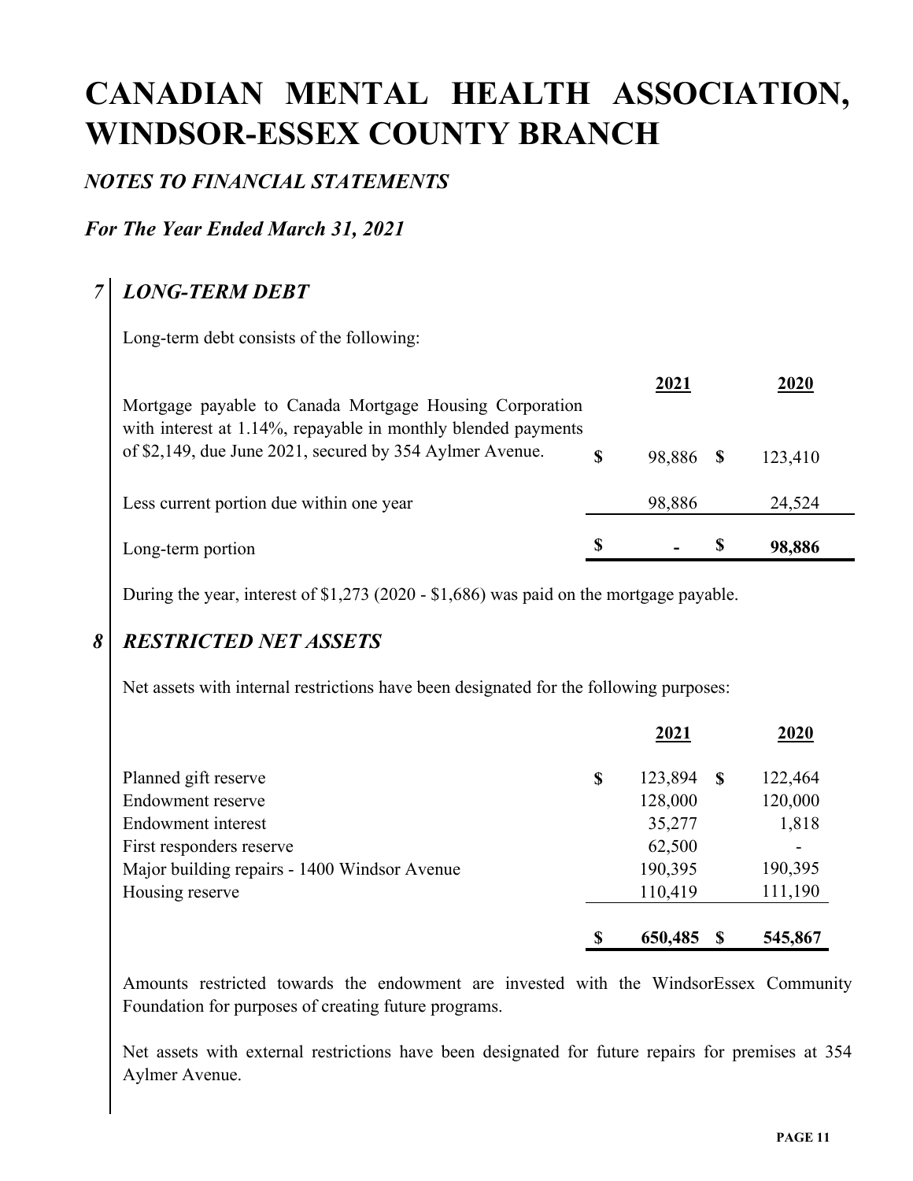# CANADIAN MENTAL HEALTH ASSOCIATION, WINDSOR-ESSEX COUNTY BRANCH

*NOTES TO FINANCIAL STATEMENTS*

*For The Year Ended March 31, 2021*

## 7 LONG-TERM DEBT

Long-term debt consists of the following:

| | 2021 | 2020 |
|---|---|---|
| Mortgage payable to Canada Mortgage Housing Corporation with interest at 1.14%, repayable in monthly blended payments of $2,149, due June 2021, secured by 354 Aylmer Avenue. | $ 98,886 | $ 123,410 |
| Less current portion due within one year | 98,886 | 24,524 |
| Long-term portion | $ - | $ **98,886** |

During the year, interest of $1,273 (2020 - $1,686) was paid on the mortgage payable.

## 8 RESTRICTED NET ASSETS

Net assets with internal restrictions have been designated for the following purposes:

| | 2021 | 2020 |
|---|---|---|
| Planned gift reserve | $ 123,894 | $ 122,464 |
| Endowment reserve | 128,000 | 120,000 |
| Endowment interest | 35,277 | 1,818 |
| First responders reserve | 62,500 | - |
| Major building repairs - 1400 Windsor Avenue | 190,395 | 190,395 |
| Housing reserve | 110,419 | 111,190 |
| | $ **650,485** | $ **545,867** |

Amounts restricted towards the endowment are invested with the WindsorEssex Community Foundation for purposes of creating future programs.

Net assets with external restrictions have been designated for future repairs for premises at 354 Aylmer Avenue.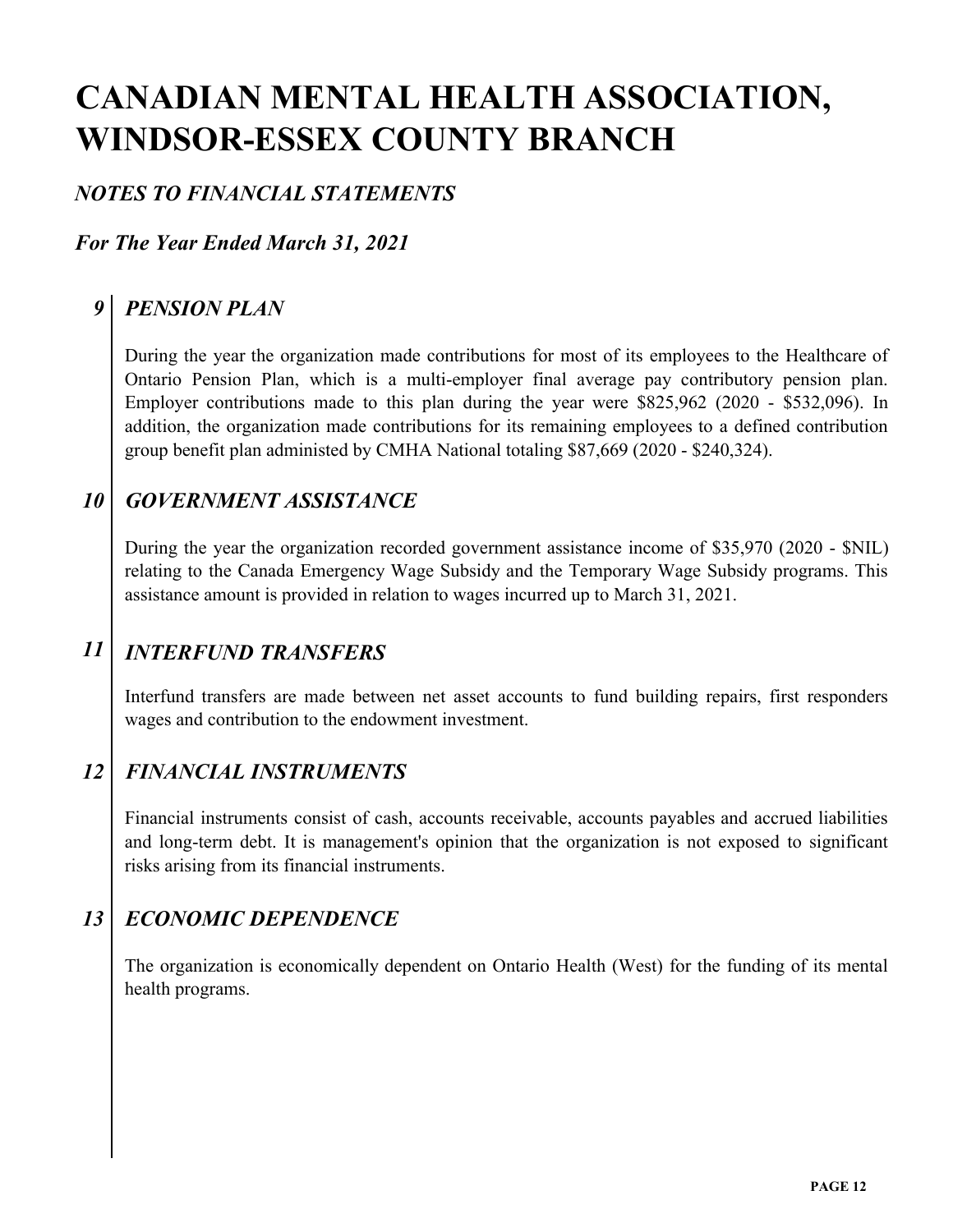# CANADIAN MENTAL HEALTH ASSOCIATION, WINDSOR-ESSEX COUNTY BRANCH

## *NOTES TO FINANCIAL STATEMENTS*

## *For The Year Ended March 31, 2021*

### *9 PENSION PLAN*

During the year the organization made contributions for most of its employees to the Healthcare of Ontario Pension Plan, which is a multi-employer final average pay contributory pension plan. Employer contributions made to this plan during the year were $825,962 (2020 - $532,096). In addition, the organization made contributions for its remaining employees to a defined contribution group benefit plan administed by CMHA National totaling $87,669 (2020 - $240,324).

### *10 GOVERNMENT ASSISTANCE*

During the year the organization recorded government assistance income of $35,970 (2020 - $NIL) relating to the Canada Emergency Wage Subsidy and the Temporary Wage Subsidy programs. This assistance amount is provided in relation to wages incurred up to March 31, 2021.

### *11 INTERFUND TRANSFERS*

Interfund transfers are made between net asset accounts to fund building repairs, first responders wages and contribution to the endowment investment.

### *12 FINANCIAL INSTRUMENTS*

Financial instruments consist of cash, accounts receivable, accounts payables and accrued liabilities and long-term debt. It is management's opinion that the organization is not exposed to significant risks arising from its financial instruments.

### *13 ECONOMIC DEPENDENCE*

The organization is economically dependent on Ontario Health (West) for the funding of its mental health programs.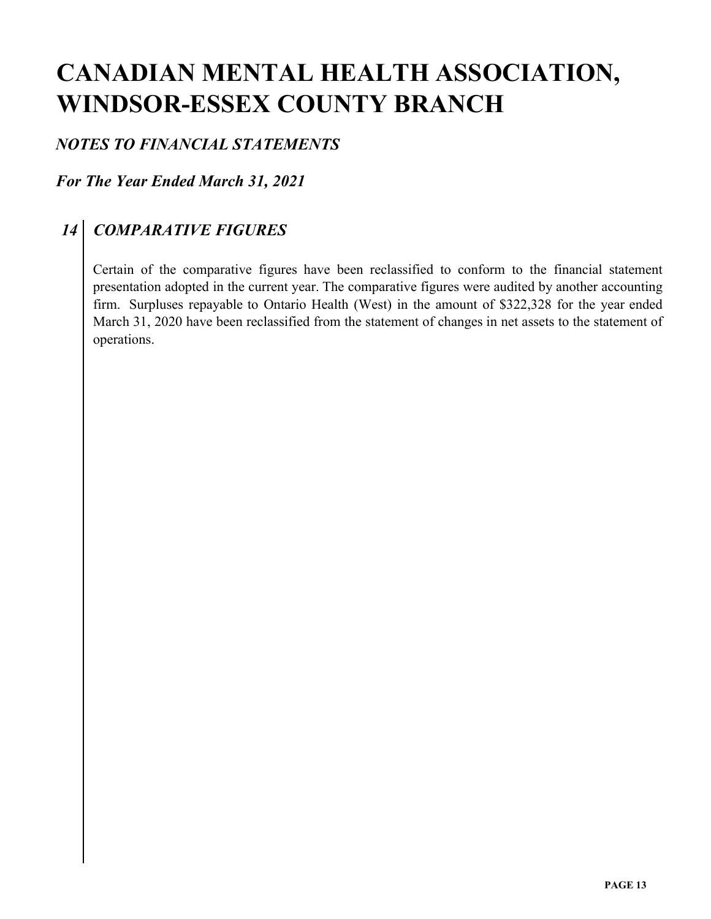# CANADIAN MENTAL HEALTH ASSOCIATION, WINDSOR-ESSEX COUNTY BRANCH

***NOTES TO FINANCIAL STATEMENTS***

***For The Year Ended March 31, 2021***

## *14 COMPARATIVE FIGURES*

Certain of the comparative figures have been reclassified to conform to the financial statement presentation adopted in the current year. The comparative figures were audited by another accounting firm. Surpluses repayable to Ontario Health (West) in the amount of $322,328 for the year ended March 31, 2020 have been reclassified from the statement of changes in net assets to the statement of operations.